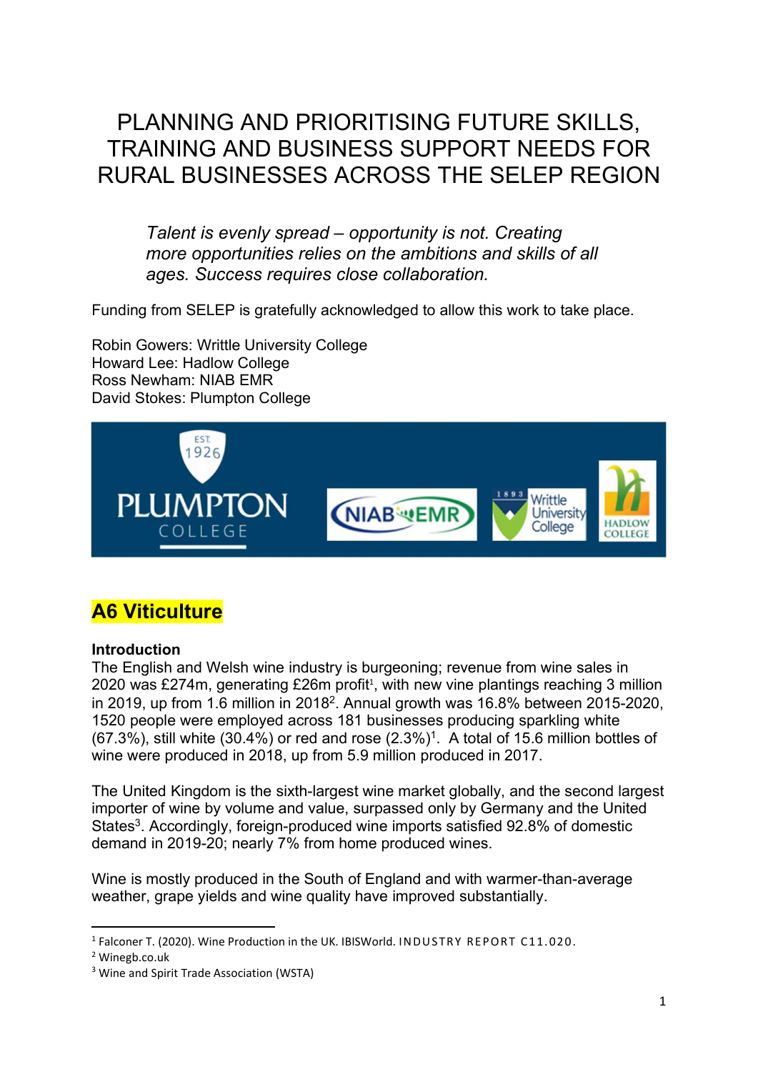# PLANNING AND PRIORITISING FUTURE SKILLS, TRAINING AND BUSINESS SUPPORT NEEDS FOR RURAL BUSINESSES ACROSS THE SELEP REGION

*Talent is evenly spread – opportunity is not. Creating more opportunities relies on the ambitions and skills of all ages. Success requires close collaboration.*

Funding from SELEP is gratefully acknowledged to allow this work to take place.

Robin Gowers: Writtle University College
Howard Lee: Hadlow College
Ross Newham: NIAB EMR
David Stokes: Plumpton College

## A6 Viticulture

**Introduction**

The English and Welsh wine industry is burgeoning; revenue from wine sales in 2020 was £274m, generating £26m profit[1], with new vine plantings reaching 3 million in 2019, up from 1.6 million in 2018[2]. Annual growth was 16.8% between 2015-2020, 1520 people were employed across 181 businesses producing sparkling white (67.3%), still white (30.4%) or red and rose (2.3%)[1]. A total of 15.6 million bottles of wine were produced in 2018, up from 5.9 million produced in 2017.

The United Kingdom is the sixth-largest wine market globally, and the second largest importer of wine by volume and value, surpassed only by Germany and the United States[3]. Accordingly, foreign-produced wine imports satisfied 92.8% of domestic demand in 2019-20; nearly 7% from home produced wines.

Wine is mostly produced in the South of England and with warmer-than-average weather, grape yields and wine quality have improved substantially.

---

[1] Falconer T. (2020). Wine Production in the UK. IBISWorld. INDUSTRY REPORT C11.020.
[2] Winegb.co.uk
[3] Wine and Spirit Trade Association (WSTA)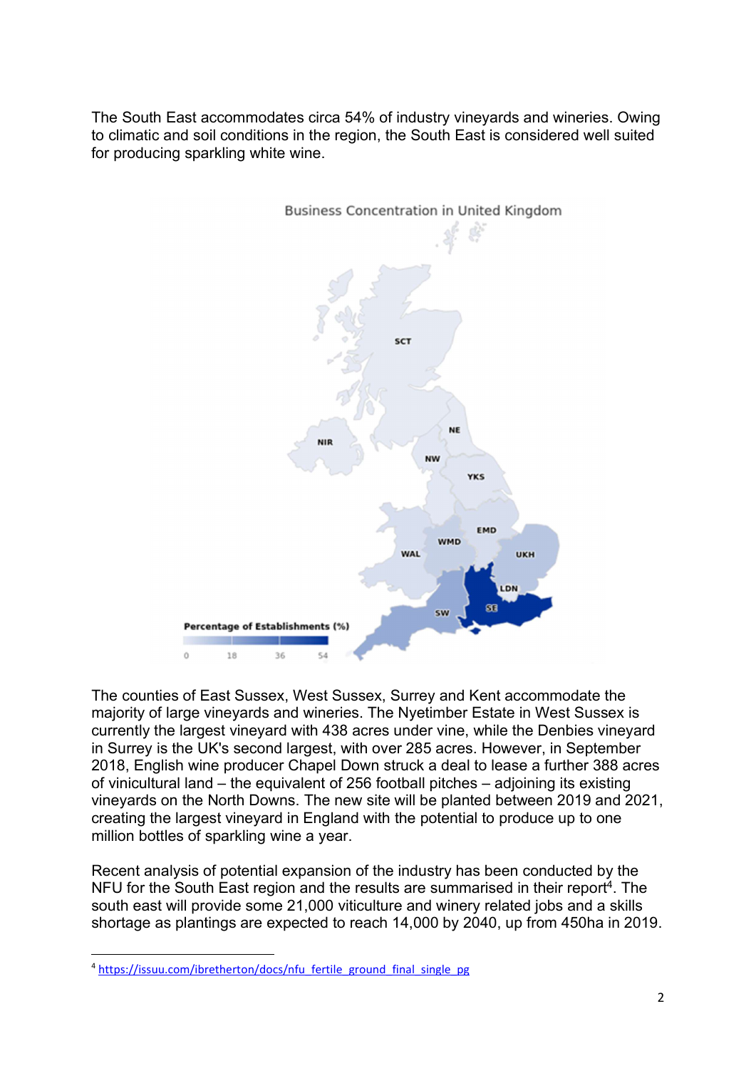The South East accommodates circa 54% of industry vineyards and wineries. Owing to climatic and soil conditions in the region, the South East is considered well suited for producing sparkling white wine.

The counties of East Sussex, West Sussex, Surrey and Kent accommodate the majority of large vineyards and wineries. The Nyetimber Estate in West Sussex is currently the largest vineyard with 438 acres under vine, while the Denbies vineyard in Surrey is the UK's second largest, with over 285 acres. However, in September 2018, English wine producer Chapel Down struck a deal to lease a further 388 acres of vinicultural land – the equivalent of 256 football pitches – adjoining its existing vineyards on the North Downs. The new site will be planted between 2019 and 2021, creating the largest vineyard in England with the potential to produce up to one million bottles of sparkling wine a year.

Recent analysis of potential expansion of the industry has been conducted by the NFU for the South East region and the results are summarised in their report[4]. The south east will provide some 21,000 viticulture and winery related jobs and a skills shortage as plantings are expected to reach 14,000 by 2040, up from 450ha in 2019.

[4] https://issuu.com/ibretherton/docs/nfu_fertile_ground_final_single_pg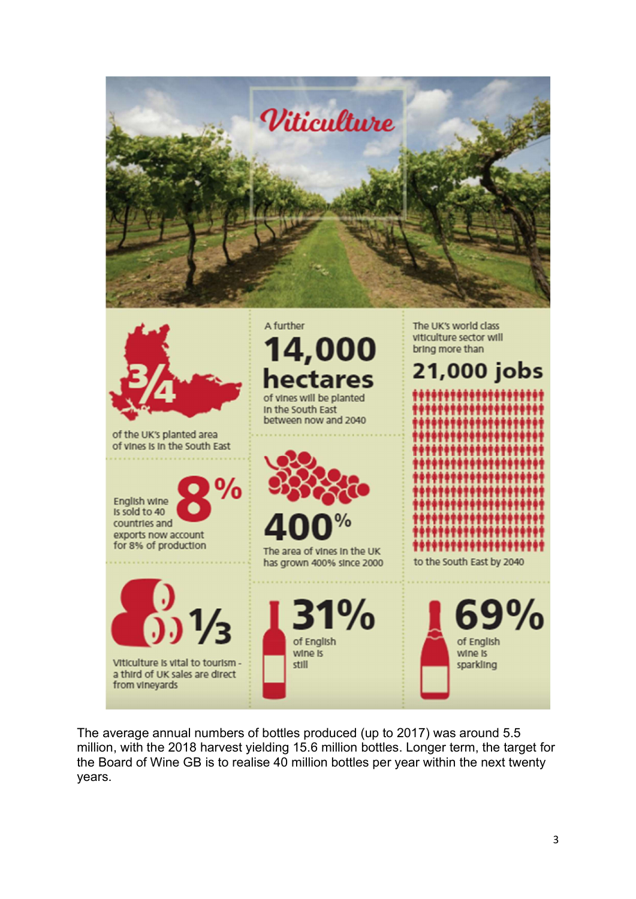# Viticulture

**3/4** of the UK's planted area of vines is in the South East

A further **14,000 hectares** of vines will be planted in the South East between now and 2040

The UK's world class viticulture sector will bring more than **21,000 jobs** to the South East by 2040

English wine is sold to 40 countries and exports now account for 8% of production **8%**

**400%** The area of vines in the UK has grown 400% since 2000

**1/3** Viticulture is vital to tourism - a third of UK sales are direct from vineyards

**31%** of English wine is still

**69%** of English wine is sparkling

The average annual numbers of bottles produced (up to 2017) was around 5.5 million, with the 2018 harvest yielding 15.6 million bottles. Longer term, the target for the Board of Wine GB is to realise 40 million bottles per year within the next twenty years.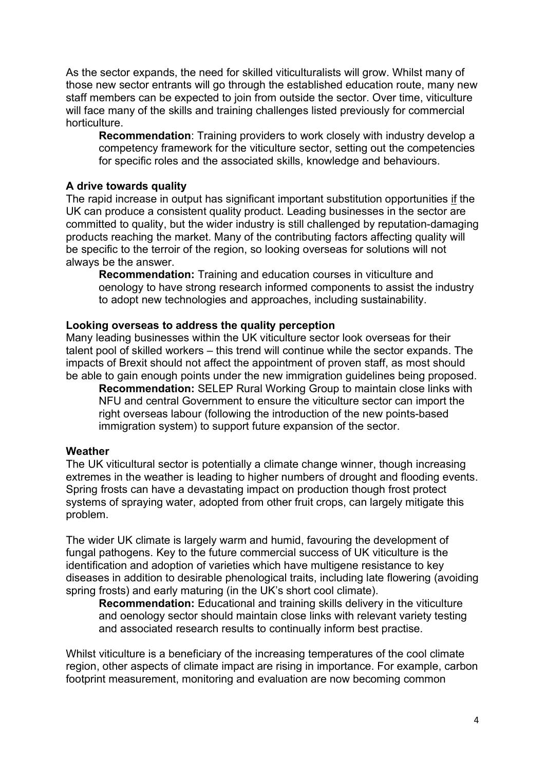As the sector expands, the need for skilled viticulturalists will grow. Whilst many of those new sector entrants will go through the established education route, many new staff members can be expected to join from outside the sector. Over time, viticulture will face many of the skills and training challenges listed previously for commercial horticulture.

> **Recommendation**: Training providers to work closely with industry develop a competency framework for the viticulture sector, setting out the competencies for specific roles and the associated skills, knowledge and behaviours.

**A drive towards quality**

The rapid increase in output has significant important substitution opportunities <u>if</u> the UK can produce a consistent quality product. Leading businesses in the sector are committed to quality, but the wider industry is still challenged by reputation-damaging products reaching the market. Many of the contributing factors affecting quality will be specific to the terroir of the region, so looking overseas for solutions will not always be the answer.

> **Recommendation:** Training and education courses in viticulture and oenology to have strong research informed components to assist the industry to adopt new technologies and approaches, including sustainability.

**Looking overseas to address the quality perception**

Many leading businesses within the UK viticulture sector look overseas for their talent pool of skilled workers – this trend will continue while the sector expands. The impacts of Brexit should not affect the appointment of proven staff, as most should be able to gain enough points under the new immigration guidelines being proposed.

> **Recommendation:** SELEP Rural Working Group to maintain close links with NFU and central Government to ensure the viticulture sector can import the right overseas labour (following the introduction of the new points-based immigration system) to support future expansion of the sector.

**Weather**

The UK viticultural sector is potentially a climate change winner, though increasing extremes in the weather is leading to higher numbers of drought and flooding events. Spring frosts can have a devastating impact on production though frost protect systems of spraying water, adopted from other fruit crops, can largely mitigate this problem.

The wider UK climate is largely warm and humid, favouring the development of fungal pathogens. Key to the future commercial success of UK viticulture is the identification and adoption of varieties which have multigene resistance to key diseases in addition to desirable phenological traits, including late flowering (avoiding spring frosts) and early maturing (in the UK's short cool climate).

> **Recommendation:** Educational and training skills delivery in the viticulture and oenology sector should maintain close links with relevant variety testing and associated research results to continually inform best practise.

Whilst viticulture is a beneficiary of the increasing temperatures of the cool climate region, other aspects of climate impact are rising in importance. For example, carbon footprint measurement, monitoring and evaluation are now becoming common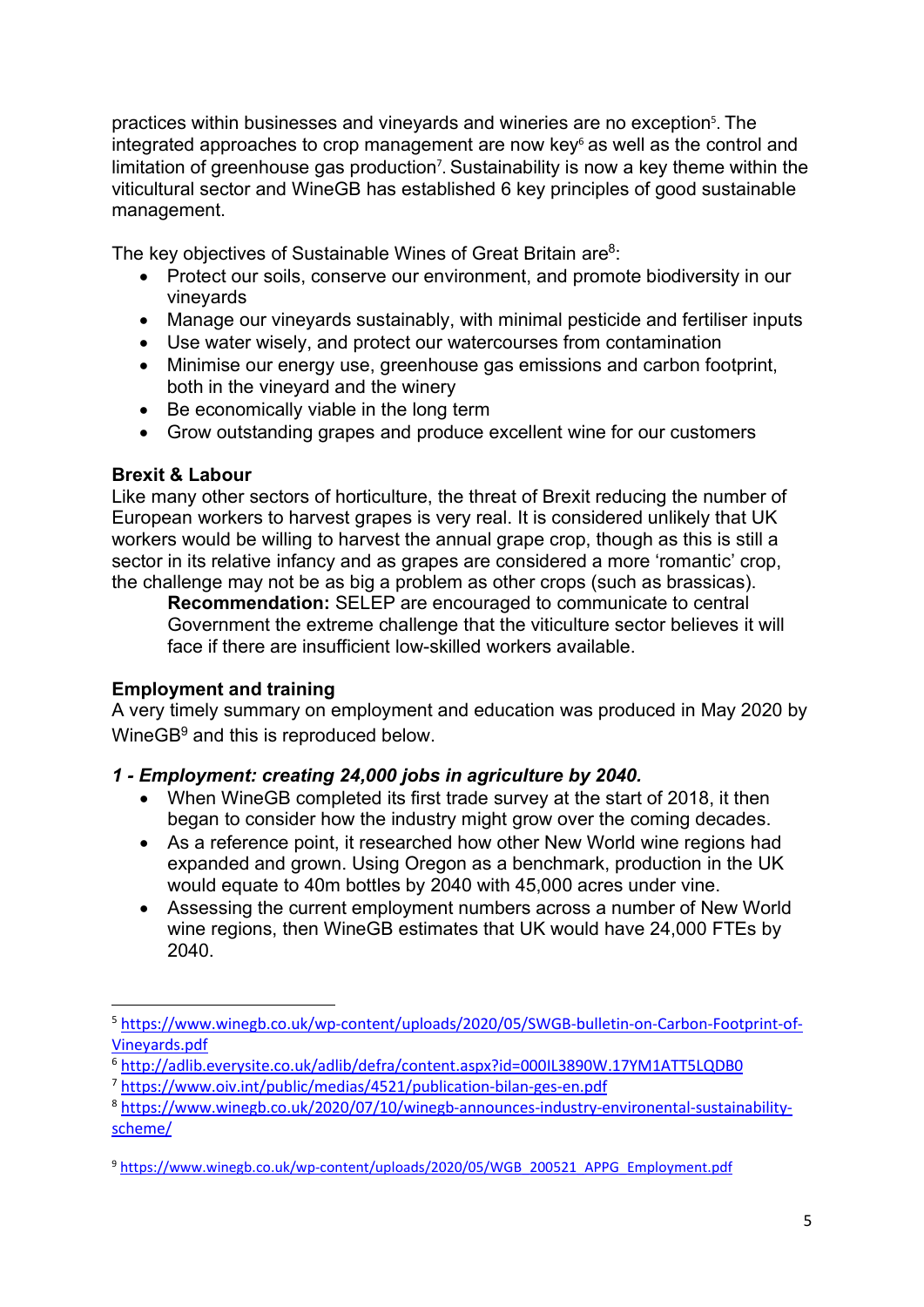practices within businesses and vineyards and wineries are no exception[5]. The integrated approaches to crop management are now key[6] as well as the control and limitation of greenhouse gas production[7]. Sustainability is now a key theme within the viticultural sector and WineGB has established 6 key principles of good sustainable management.

The key objectives of Sustainable Wines of Great Britain are[8]:

- Protect our soils, conserve our environment, and promote biodiversity in our vineyards
- Manage our vineyards sustainably, with minimal pesticide and fertiliser inputs
- Use water wisely, and protect our watercourses from contamination
- Minimise our energy use, greenhouse gas emissions and carbon footprint, both in the vineyard and the winery
- Be economically viable in the long term
- Grow outstanding grapes and produce excellent wine for our customers

**Brexit & Labour**

Like many other sectors of horticulture, the threat of Brexit reducing the number of European workers to harvest grapes is very real. It is considered unlikely that UK workers would be willing to harvest the annual grape crop, though as this is still a sector in its relative infancy and as grapes are considered a more 'romantic' crop, the challenge may not be as big a problem as other crops (such as brassicas).

> **Recommendation:** SELEP are encouraged to communicate to central Government the extreme challenge that the viticulture sector believes it will face if there are insufficient low-skilled workers available.

**Employment and training**

A very timely summary on employment and education was produced in May 2020 by WineGB[9] and this is reproduced below.

***1 - Employment: creating 24,000 jobs in agriculture by 2040.***

- When WineGB completed its first trade survey at the start of 2018, it then began to consider how the industry might grow over the coming decades.
- As a reference point, it researched how other New World wine regions had expanded and grown. Using Oregon as a benchmark, production in the UK would equate to 40m bottles by 2040 with 45,000 acres under vine.
- Assessing the current employment numbers across a number of New World wine regions, then WineGB estimates that UK would have 24,000 FTEs by 2040.

---

[5] https://www.winegb.co.uk/wp-content/uploads/2020/05/SWGB-bulletin-on-Carbon-Footprint-of-Vineyards.pdf

[6] http://adlib.everysite.co.uk/adlib/defra/content.aspx?id=000IL3890W.17YM1ATT5LQDB0

[7] https://www.oiv.int/public/medias/4521/publication-bilan-ges-en.pdf

[8] https://www.winegb.co.uk/2020/07/10/winegb-announces-industry-environental-sustainability-scheme/

[9] https://www.winegb.co.uk/wp-content/uploads/2020/05/WGB_200521_APPG_Employment.pdf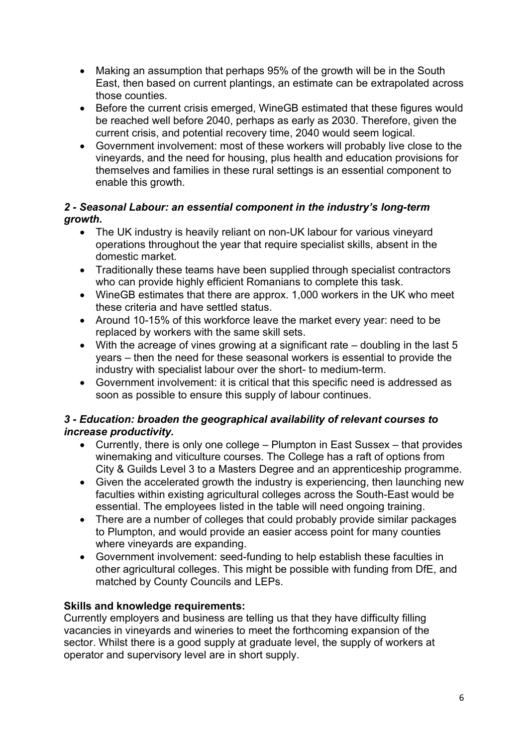- Making an assumption that perhaps 95% of the growth will be in the South East, then based on current plantings, an estimate can be extrapolated across those counties.
- Before the current crisis emerged, WineGB estimated that these figures would be reached well before 2040, perhaps as early as 2030. Therefore, given the current crisis, and potential recovery time, 2040 would seem logical.
- Government involvement: most of these workers will probably live close to the vineyards, and the need for housing, plus health and education provisions for themselves and families in these rural settings is an essential component to enable this growth.

***2 - Seasonal Labour: an essential component in the industry's long-term growth.***

- The UK industry is heavily reliant on non-UK labour for various vineyard operations throughout the year that require specialist skills, absent in the domestic market.
- Traditionally these teams have been supplied through specialist contractors who can provide highly efficient Romanians to complete this task.
- WineGB estimates that there are approx. 1,000 workers in the UK who meet these criteria and have settled status.
- Around 10-15% of this workforce leave the market every year: need to be replaced by workers with the same skill sets.
- With the acreage of vines growing at a significant rate – doubling in the last 5 years – then the need for these seasonal workers is essential to provide the industry with specialist labour over the short- to medium-term.
- Government involvement: it is critical that this specific need is addressed as soon as possible to ensure this supply of labour continues.

***3 - Education: broaden the geographical availability of relevant courses to increase productivity.***

- Currently, there is only one college – Plumpton in East Sussex – that provides winemaking and viticulture courses. The College has a raft of options from City & Guilds Level 3 to a Masters Degree and an apprenticeship programme.
- Given the accelerated growth the industry is experiencing, then launching new faculties within existing agricultural colleges across the South-East would be essential. The employees listed in the table will need ongoing training.
- There are a number of colleges that could probably provide similar packages to Plumpton, and would provide an easier access point for many counties where vineyards are expanding.
- Government involvement: seed-funding to help establish these faculties in other agricultural colleges. This might be possible with funding from DfE, and matched by County Councils and LEPs.

**Skills and knowledge requirements:**

Currently employers and business are telling us that they have difficulty filling vacancies in vineyards and wineries to meet the forthcoming expansion of the sector. Whilst there is a good supply at graduate level, the supply of workers at operator and supervisory level are in short supply.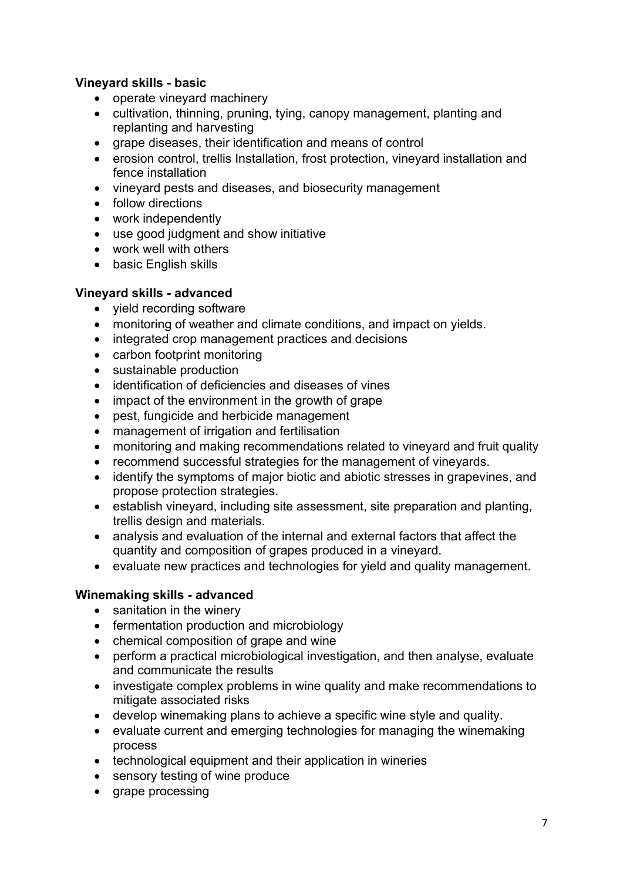**Vineyard skills - basic**

- operate vineyard machinery
- cultivation, thinning, pruning, tying, canopy management, planting and replanting and harvesting
- grape diseases, their identification and means of control
- erosion control, trellis Installation, frost protection, vineyard installation and fence installation
- vineyard pests and diseases, and biosecurity management
- follow directions
- work independently
- use good judgment and show initiative
- work well with others
- basic English skills

**Vineyard skills - advanced**

- yield recording software
- monitoring of weather and climate conditions, and impact on yields.
- integrated crop management practices and decisions
- carbon footprint monitoring
- sustainable production
- identification of deficiencies and diseases of vines
- impact of the environment in the growth of grape
- pest, fungicide and herbicide management
- management of irrigation and fertilisation
- monitoring and making recommendations related to vineyard and fruit quality
- recommend successful strategies for the management of vineyards.
- identify the symptoms of major biotic and abiotic stresses in grapevines, and propose protection strategies.
- establish vineyard, including site assessment, site preparation and planting, trellis design and materials.
- analysis and evaluation of the internal and external factors that affect the quantity and composition of grapes produced in a vineyard.
- evaluate new practices and technologies for yield and quality management.

**Winemaking skills - advanced**

- sanitation in the winery
- fermentation production and microbiology
- chemical composition of grape and wine
- perform a practical microbiological investigation, and then analyse, evaluate and communicate the results
- investigate complex problems in wine quality and make recommendations to mitigate associated risks
- develop winemaking plans to achieve a specific wine style and quality.
- evaluate current and emerging technologies for managing the winemaking process
- technological equipment and their application in wineries
- sensory testing of wine produce
- grape processing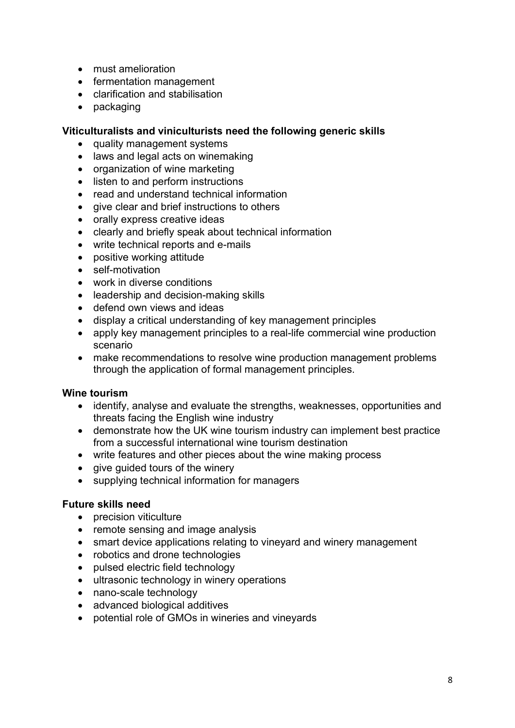- must amelioration
- fermentation management
- clarification and stabilisation
- packaging

**Viticulturalists and viniculturists need the following generic skills**

- quality management systems
- laws and legal acts on winemaking
- organization of wine marketing
- listen to and perform instructions
- read and understand technical information
- give clear and brief instructions to others
- orally express creative ideas
- clearly and briefly speak about technical information
- write technical reports and e-mails
- positive working attitude
- self-motivation
- work in diverse conditions
- leadership and decision-making skills
- defend own views and ideas
- display a critical understanding of key management principles
- apply key management principles to a real-life commercial wine production scenario
- make recommendations to resolve wine production management problems through the application of formal management principles.

**Wine tourism**

- identify, analyse and evaluate the strengths, weaknesses, opportunities and threats facing the English wine industry
- demonstrate how the UK wine tourism industry can implement best practice from a successful international wine tourism destination
- write features and other pieces about the wine making process
- give guided tours of the winery
- supplying technical information for managers

**Future skills need**

- precision viticulture
- remote sensing and image analysis
- smart device applications relating to vineyard and winery management
- robotics and drone technologies
- pulsed electric field technology
- ultrasonic technology in winery operations
- nano-scale technology
- advanced biological additives
- potential role of GMOs in wineries and vineyards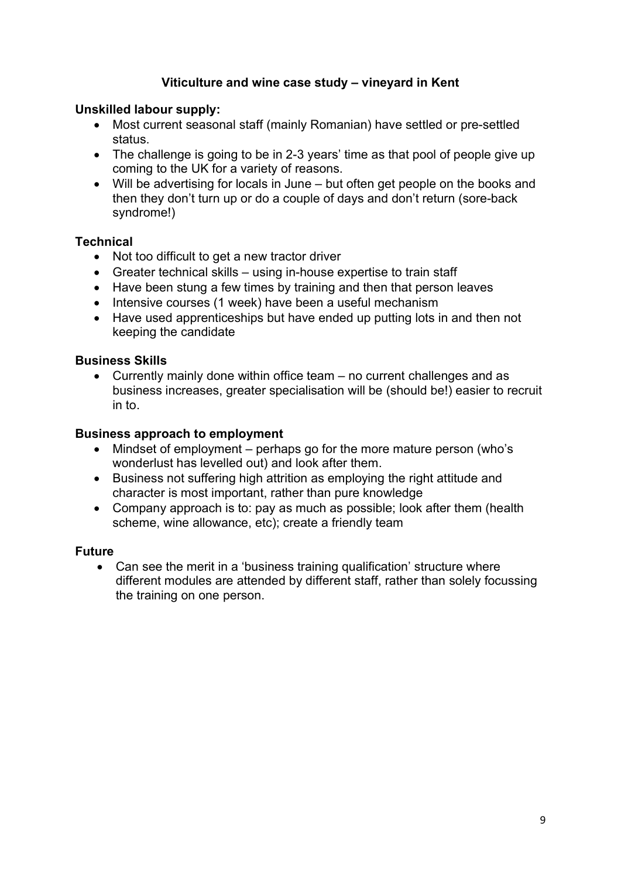## Viticulture and wine case study – vineyard in Kent

### Unskilled labour supply:

- Most current seasonal staff (mainly Romanian) have settled or pre-settled status.
- The challenge is going to be in 2-3 years' time as that pool of people give up coming to the UK for a variety of reasons.
- Will be advertising for locals in June – but often get people on the books and then they don't turn up or do a couple of days and don't return (sore-back syndrome!)

### Technical

- Not too difficult to get a new tractor driver
- Greater technical skills – using in-house expertise to train staff
- Have been stung a few times by training and then that person leaves
- Intensive courses (1 week) have been a useful mechanism
- Have used apprenticeships but have ended up putting lots in and then not keeping the candidate

### Business Skills

- Currently mainly done within office team – no current challenges and as business increases, greater specialisation will be (should be!) easier to recruit in to.

### Business approach to employment

- Mindset of employment – perhaps go for the more mature person (who's wonderlust has levelled out) and look after them.
- Business not suffering high attrition as employing the right attitude and character is most important, rather than pure knowledge
- Company approach is to: pay as much as possible; look after them (health scheme, wine allowance, etc); create a friendly team

### Future

- Can see the merit in a 'business training qualification' structure where different modules are attended by different staff, rather than solely focussing the training on one person.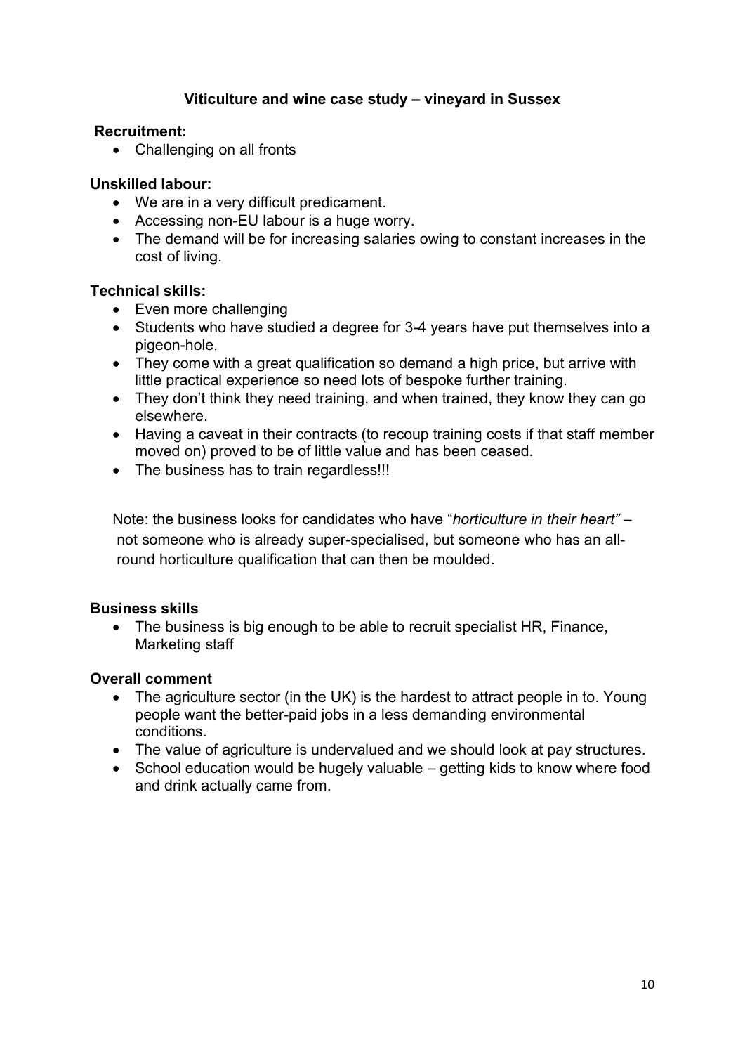## Viticulture and wine case study – vineyard in Sussex

**Recruitment:**

- Challenging on all fronts

**Unskilled labour:**

- We are in a very difficult predicament.
- Accessing non-EU labour is a huge worry.
- The demand will be for increasing salaries owing to constant increases in the cost of living.

**Technical skills:**

- Even more challenging
- Students who have studied a degree for 3-4 years have put themselves into a pigeon-hole.
- They come with a great qualification so demand a high price, but arrive with little practical experience so need lots of bespoke further training.
- They don't think they need training, and when trained, they know they can go elsewhere.
- Having a caveat in their contracts (to recoup training costs if that staff member moved on) proved to be of little value and has been ceased.
- The business has to train regardless!!!

Note: the business looks for candidates who have "*horticulture in their heart"* – not someone who is already super-specialised, but someone who has an all-round horticulture qualification that can then be moulded.

**Business skills**

- The business is big enough to be able to recruit specialist HR, Finance, Marketing staff

**Overall comment**

- The agriculture sector (in the UK) is the hardest to attract people in to. Young people want the better-paid jobs in a less demanding environmental conditions.
- The value of agriculture is undervalued and we should look at pay structures.
- School education would be hugely valuable – getting kids to know where food and drink actually came from.